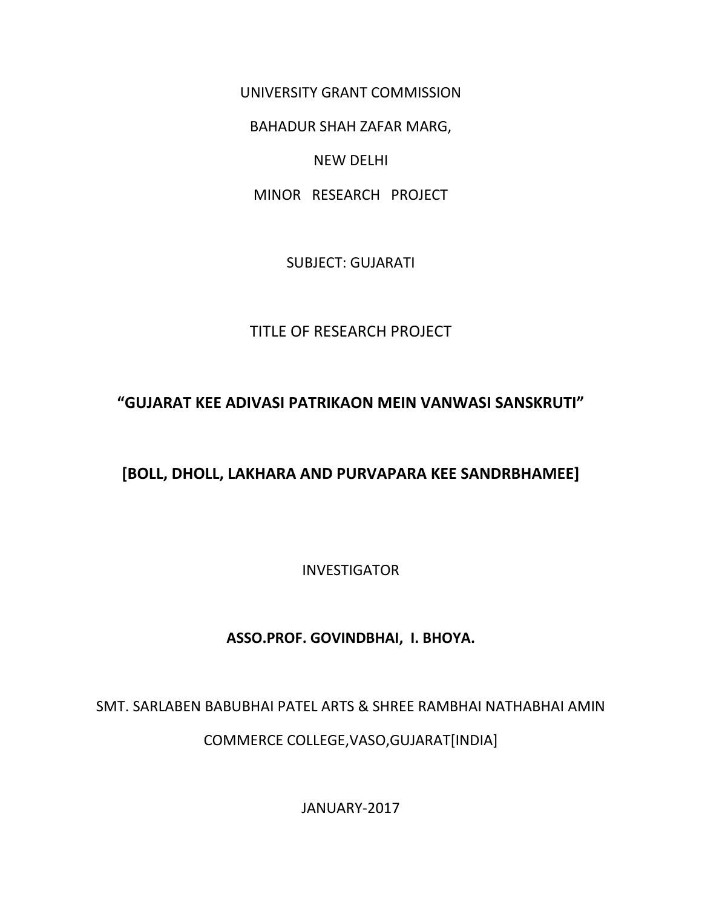UNIVERSITY GRANT COMMISSION

BAHADUR SHAH ZAFAR MARG,

NEW DELHI

MINOR RESEARCH PROJECT

SUBJECT: GUJARATI

TITLE OF RESEARCH PROJECT

# "GUJARAT KEE ADIVASI PATRIKAON MEIN VANWASI SANSKRUTI"

## [BOLL, DHOLL, LAKHARA AND PURVAPARA KEE SANDRBHAMEE]

INVESTIGATOR

**ASSO.PROF. GOVINDBHAI, I. BHOYA.**

SMT. SARLABEN BABUBHAI PATEL ARTS & SHREE RAMBHAI NATHABHAI AMIN COMMERCE COLLEGE,VASO,GUJARAT[INDIA]

JANUARY-2017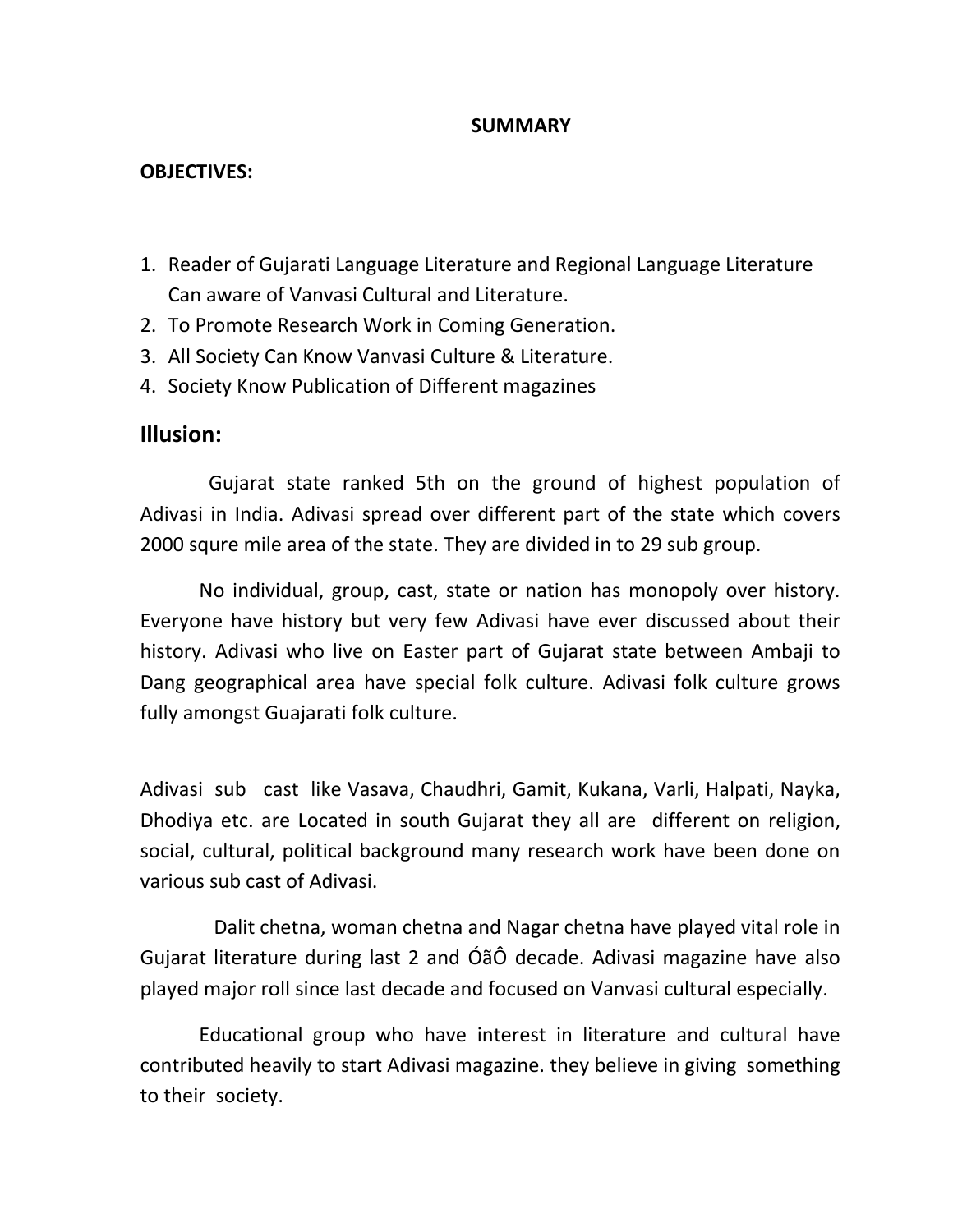## SUMMARY

**OBJECTIVES:**

1. Reader of Gujarati Language Literature and Regional Language Literature Can aware of Vanvasi Cultural and Literature.
2. To Promote Research Work in Coming Generation.
3. All Society Can Know Vanvasi Culture & Literature.
4. Society Know Publication of Different magazines

## Illusion:

Gujarat state ranked 5th on the ground of highest population of Adivasi in India. Adivasi spread over different part of the state which covers 2000 squre mile area of the state. They are divided in to 29 sub group.

No individual, group, cast, state or nation has monopoly over history. Everyone have history but very few Adivasi have ever discussed about their history. Adivasi who live on Easter part of Gujarat state between Ambaji to Dang geographical area have special folk culture. Adivasi folk culture grows fully amongst Guajarati folk culture.

Adivasi sub cast like Vasava, Chaudhri, Gamit, Kukana, Varli, Halpati, Nayka, Dhodiya etc. are Located in south Gujarat they all are different on religion, social, cultural, political background many research work have been done on various sub cast of Adivasi.

Dalit chetna, woman chetna and Nagar chetna have played vital role in Gujarat literature during last 2 and ÓãÔ decade. Adivasi magazine have also played major roll since last decade and focused on Vanvasi cultural especially.

Educational group who have interest in literature and cultural have contributed heavily to start Adivasi magazine. they believe in giving something to their society.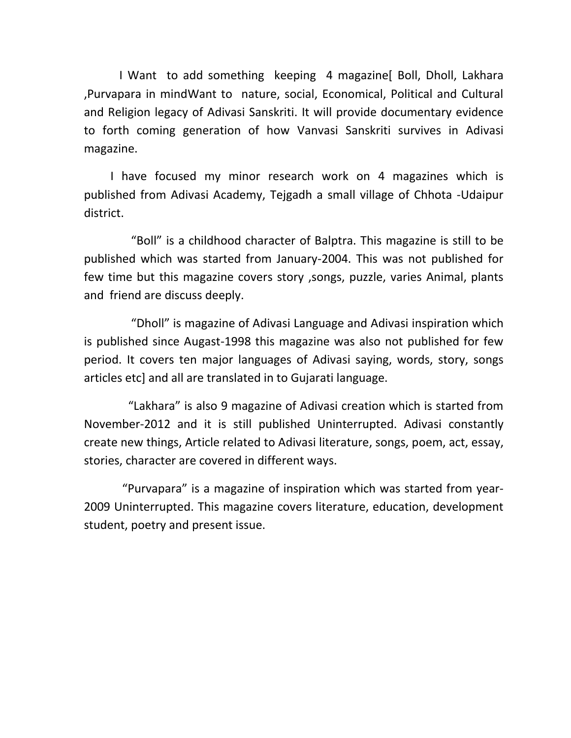I Want to add something keeping 4 magazine[ Boll, Dholl, Lakhara ,Purvapara in mindWant to nature, social, Economical, Political and Cultural and Religion legacy of Adivasi Sanskriti. It will provide documentary evidence to forth coming generation of how Vanvasi Sanskriti survives in Adivasi magazine.

I have focused my minor research work on 4 magazines which is published from Adivasi Academy, Tejgadh a small village of Chhota -Udaipur district.

"Boll" is a childhood character of Balptra. This magazine is still to be published which was started from January-2004. This was not published for few time but this magazine covers story ,songs, puzzle, varies Animal, plants and friend are discuss deeply.

"Dholl" is magazine of Adivasi Language and Adivasi inspiration which is published since Augast-1998 this magazine was also not published for few period. It covers ten major languages of Adivasi saying, words, story, songs articles etc] and all are translated in to Gujarati language.

"Lakhara" is also 9 magazine of Adivasi creation which is started from November-2012 and it is still published Uninterrupted. Adivasi constantly create new things, Article related to Adivasi literature, songs, poem, act, essay, stories, character are covered in different ways.

"Purvapara" is a magazine of inspiration which was started from year-2009 Uninterrupted. This magazine covers literature, education, development student, poetry and present issue.